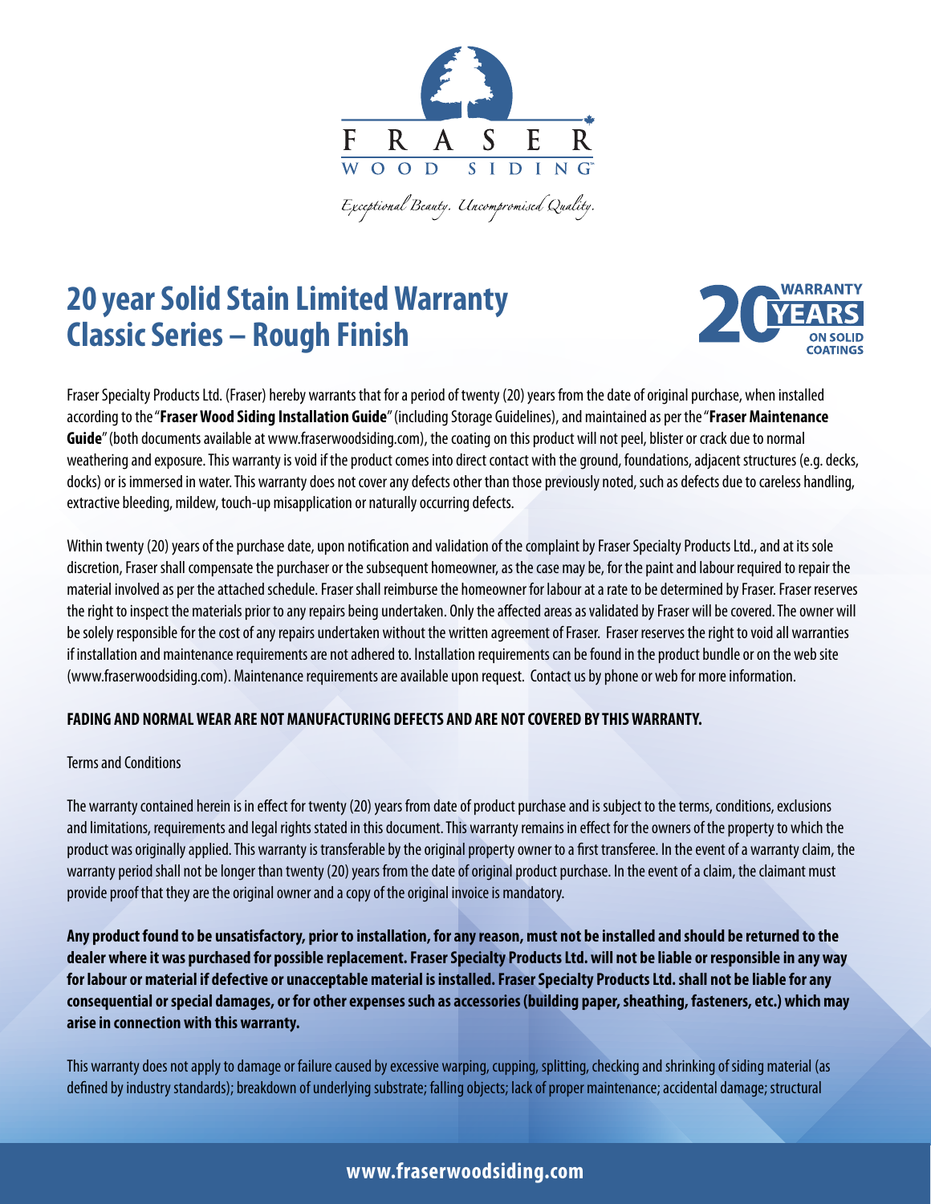FRASER

WOOD SIDING

*Exceptional Beauty. Uncompromised Quality.*

# 20 year Solid Stain Limited Warranty Classic Series – Rough Finish

20 WARRANTY YEARS ON SOLID COATINGS

Fraser Specialty Products Ltd. (Fraser) hereby warrants that for a period of twenty (20) years from the date of original purchase, when installed according to the "**Fraser Wood Siding Installation Guide**" (including Storage Guidelines), and maintained as per the "**Fraser Maintenance Guide**" (both documents available at www.fraserwoodsiding.com), the coating on this product will not peel, blister or crack due to normal weathering and exposure. This warranty is void if the product comes into direct contact with the ground, foundations, adjacent structures (e.g. decks, docks) or is immersed in water. This warranty does not cover any defects other than those previously noted, such as defects due to careless handling, extractive bleeding, mildew, touch-up misapplication or naturally occurring defects.

Within twenty (20) years of the purchase date, upon notification and validation of the complaint by Fraser Specialty Products Ltd., and at its sole discretion, Fraser shall compensate the purchaser or the subsequent homeowner, as the case may be, for the paint and labour required to repair the material involved as per the attached schedule. Fraser shall reimburse the homeowner for labour at a rate to be determined by Fraser. Fraser reserves the right to inspect the materials prior to any repairs being undertaken. Only the affected areas as validated by Fraser will be covered. The owner will be solely responsible for the cost of any repairs undertaken without the written agreement of Fraser. Fraser reserves the right to void all warranties if installation and maintenance requirements are not adhered to. Installation requirements can be found in the product bundle or on the web site (www.fraserwoodsiding.com). Maintenance requirements are available upon request. Contact us by phone or web for more information.

**FADING AND NORMAL WEAR ARE NOT MANUFACTURING DEFECTS AND ARE NOT COVERED BY THIS WARRANTY.**

Terms and Conditions

The warranty contained herein is in effect for twenty (20) years from date of product purchase and is subject to the terms, conditions, exclusions and limitations, requirements and legal rights stated in this document. This warranty remains in effect for the owners of the property to which the product was originally applied. This warranty is transferable by the original property owner to a first transferee. In the event of a warranty claim, the warranty period shall not be longer than twenty (20) years from the date of original product purchase. In the event of a claim, the claimant must provide proof that they are the original owner and a copy of the original invoice is mandatory.

**Any product found to be unsatisfactory, prior to installation, for any reason, must not be installed and should be returned to the dealer where it was purchased for possible replacement. Fraser Specialty Products Ltd. will not be liable or responsible in any way for labour or material if defective or unacceptable material is installed. Fraser Specialty Products Ltd. shall not be liable for any consequential or special damages, or for other expenses such as accessories (building paper, sheathing, fasteners, etc.) which may arise in connection with this warranty.**

This warranty does not apply to damage or failure caused by excessive warping, cupping, splitting, checking and shrinking of siding material (as defined by industry standards); breakdown of underlying substrate; falling objects; lack of proper maintenance; accidental damage; structural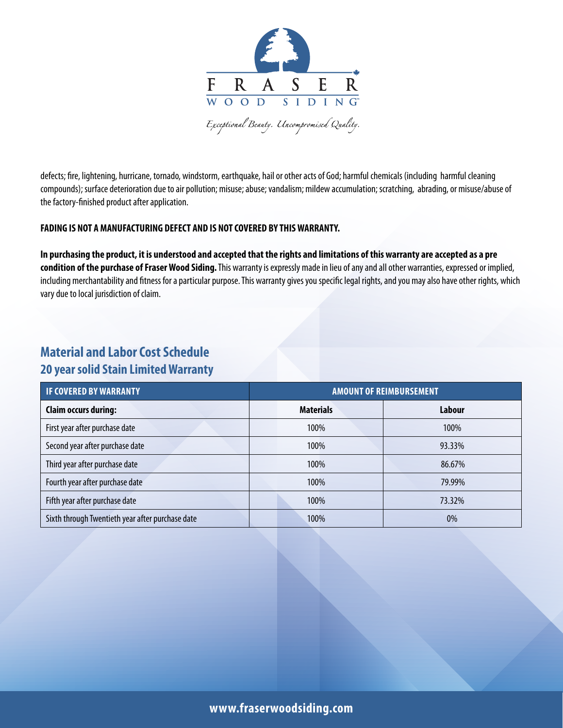# FRASER WOOD SIDING

*Exceptional Beauty. Uncompromised Quality.*

defects; fire, lightening, hurricane, tornado, windstorm, earthquake, hail or other acts of God; harmful chemicals (including harmful cleaning compounds); surface deterioration due to air pollution; misuse; abuse; vandalism; mildew accumulation; scratching, abrading, or misuse/abuse of the factory-finished product after application.

**FADING IS NOT A MANUFACTURING DEFECT AND IS NOT COVERED BY THIS WARRANTY.**

**In purchasing the product, it is understood and accepted that the rights and limitations of this warranty are accepted as a pre condition of the purchase of Fraser Wood Siding.** This warranty is expressly made in lieu of any and all other warranties, expressed or implied, including merchantability and fitness for a particular purpose. This warranty gives you specific legal rights, and you may also have other rights, which vary due to local jurisdiction of claim.

## Material and Labor Cost Schedule
## 20 year solid Stain Limited Warranty

| IF COVERED BY WARRANTY | AMOUNT OF REIMBURSEMENT | |
|---|---|---|
| **Claim occurs during:** | **Materials** | **Labour** |
| First year after purchase date | 100% | 100% |
| Second year after purchase date | 100% | 93.33% |
| Third year after purchase date | 100% | 86.67% |
| Fourth year after purchase date | 100% | 79.99% |
| Fifth year after purchase date | 100% | 73.32% |
| Sixth through Twentieth year after purchase date | 100% | 0% |

**www.fraserwoodsiding.com**